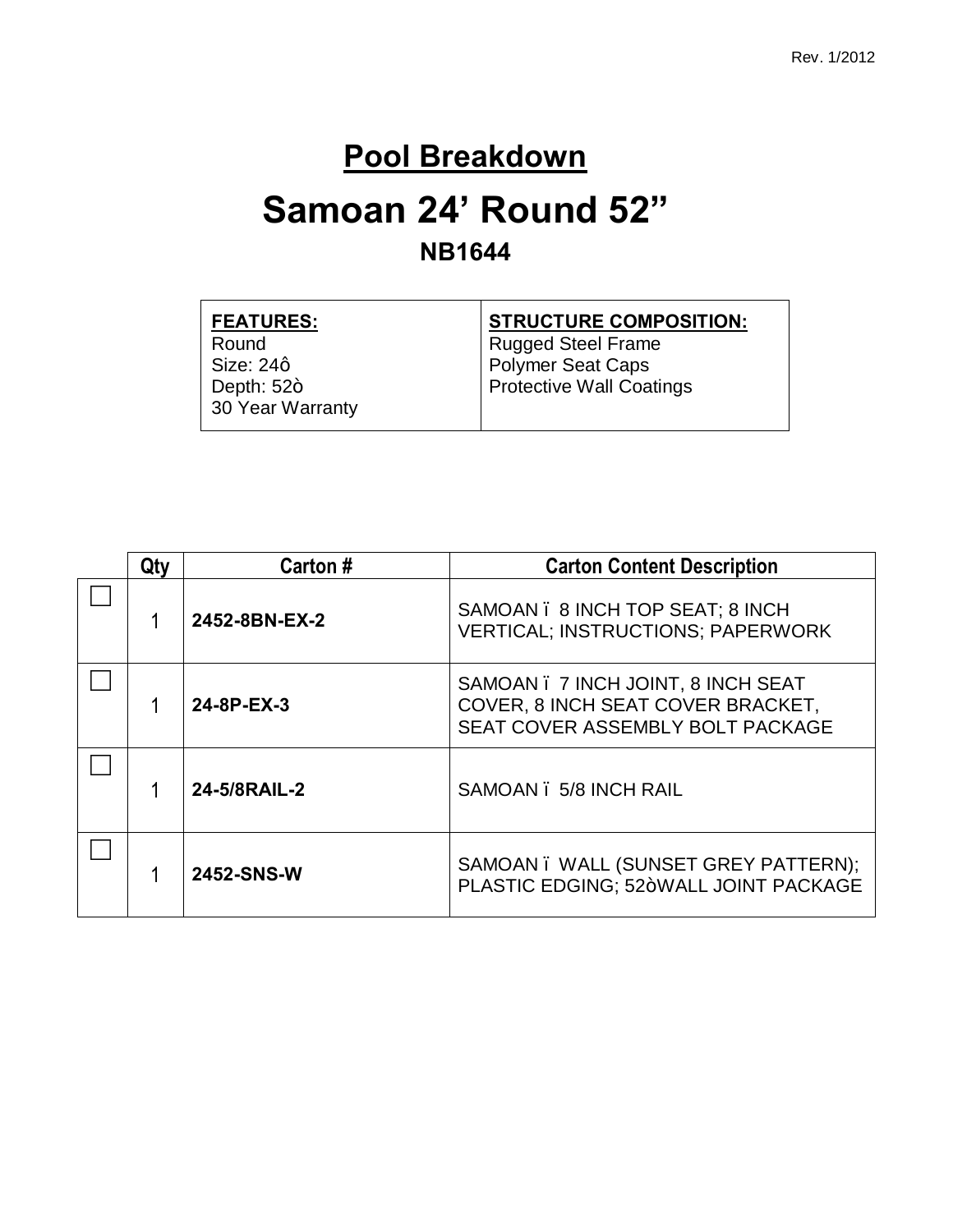# Pool Breakdown

# Samoan 24' Round 52"

## NB1644

| FEATURES: | STRUCTURE COMPOSITION: |
|---|---|
| Round<br>Size: 24ô<br>Depth: 52ò<br>30 Year Warranty | Rugged Steel Frame<br>Polymer Seat Caps<br>Protective Wall Coatings |

| | Qty | Carton # | Carton Content Description |
|---|---|---|---|
| ☐ | 1 | **2452-8BN-EX-2** | SAMOAN ï 8 INCH TOP SEAT; 8 INCH VERTICAL; INSTRUCTIONS; PAPERWORK |
| ☐ | 1 | **24-8P-EX-3** | SAMOAN ï 7 INCH JOINT, 8 INCH SEAT COVER, 8 INCH SEAT COVER BRACKET, SEAT COVER ASSEMBLY BOLT PACKAGE |
| ☐ | 1 | **24-5/8RAIL-2** | SAMOAN ï 5/8 INCH RAIL |
| ☐ | 1 | **2452-SNS-W** | SAMOAN ï WALL (SUNSET GREY PATTERN); PLASTIC EDGING; 52òWALL JOINT PACKAGE |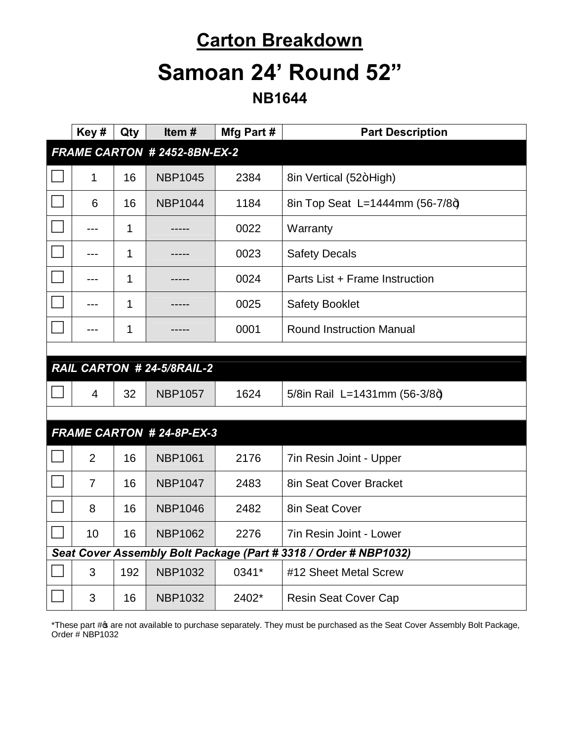# Carton Breakdown

# Samoan 24' Round 52"

## NB1644

| | Key # | Qty | Item # | Mfg Part # | Part Description |
|---|---|---|---|---|---|
| ***FRAME CARTON # 2452-8BN-EX-2*** | | | | | |
| ☐ | 1 | 16 | NBP1045 | 2384 | 8in Vertical (52"High) |
| ☐ | 6 | 16 | NBP1044 | 1184 | 8in Top Seat L=1444mm (56-7/8") |
| ☐ | --- | 1 | ----- | 0022 | Warranty |
| ☐ | --- | 1 | ----- | 0023 | Safety Decals |
| ☐ | --- | 1 | ----- | 0024 | Parts List + Frame Instruction |
| ☐ | --- | 1 | ----- | 0025 | Safety Booklet |
| ☐ | --- | 1 | ----- | 0001 | Round Instruction Manual |
| ***RAIL CARTON # 24-5/8RAIL-2*** | | | | | |
| ☐ | 4 | 32 | NBP1057 | 1624 | 5/8in Rail L=1431mm (56-3/8") |
| ***FRAME CARTON # 24-8P-EX-3*** | | | | | |
| ☐ | 2 | 16 | NBP1061 | 2176 | 7in Resin Joint - Upper |
| ☐ | 7 | 16 | NBP1047 | 2483 | 8in Seat Cover Bracket |
| ☐ | 8 | 16 | NBP1046 | 2482 | 8in Seat Cover |
| ☐ | 10 | 16 | NBP1062 | 2276 | 7in Resin Joint - Lower |
| ***Seat Cover Assembly Bolt Package (Part # 3318 / Order # NBP1032)*** | | | | | |
| ☐ | 3 | 192 | NBP1032 | 0341* | #12 Sheet Metal Screw |
| ☐ | 3 | 16 | NBP1032 | 2402* | Resin Seat Cover Cap |

*These part #'s are not available to purchase separately. They must be purchased as the Seat Cover Assembly Bolt Package, Order # NBP1032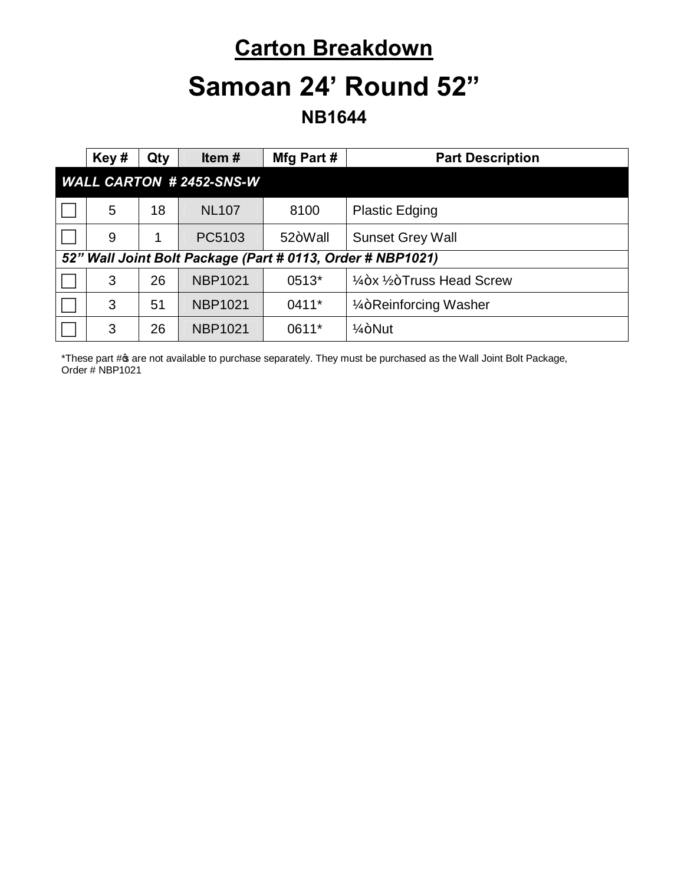# Carton Breakdown

# Samoan 24’ Round 52”

### NB1644

| | Key # | Qty | Item # | Mfg Part # | Part Description |
|---|---|---|---|---|---|
| ***WALL CARTON # 2452-SNS-W*** | | | | | |
| ☐ | 5 | 18 | NL107 | 8100 | Plastic Edging |
| ☐ | 9 | 1 | PC5103 | 52òWall | Sunset Grey Wall |
| ***52” Wall Joint Bolt Package (Part # 0113, Order # NBP1021)*** | | | | | |
| ☐ | 3 | 26 | NBP1021 | 0513* | ¼òx ½òTruss Head Screw |
| ☐ | 3 | 51 | NBP1021 | 0411* | ¼òReinforcing Washer |
| ☐ | 3 | 26 | NBP1021 | 0611* | ¼òNut |

*These part #ọs are not available to purchase separately. They must be purchased as the Wall Joint Bolt Package, Order # NBP1021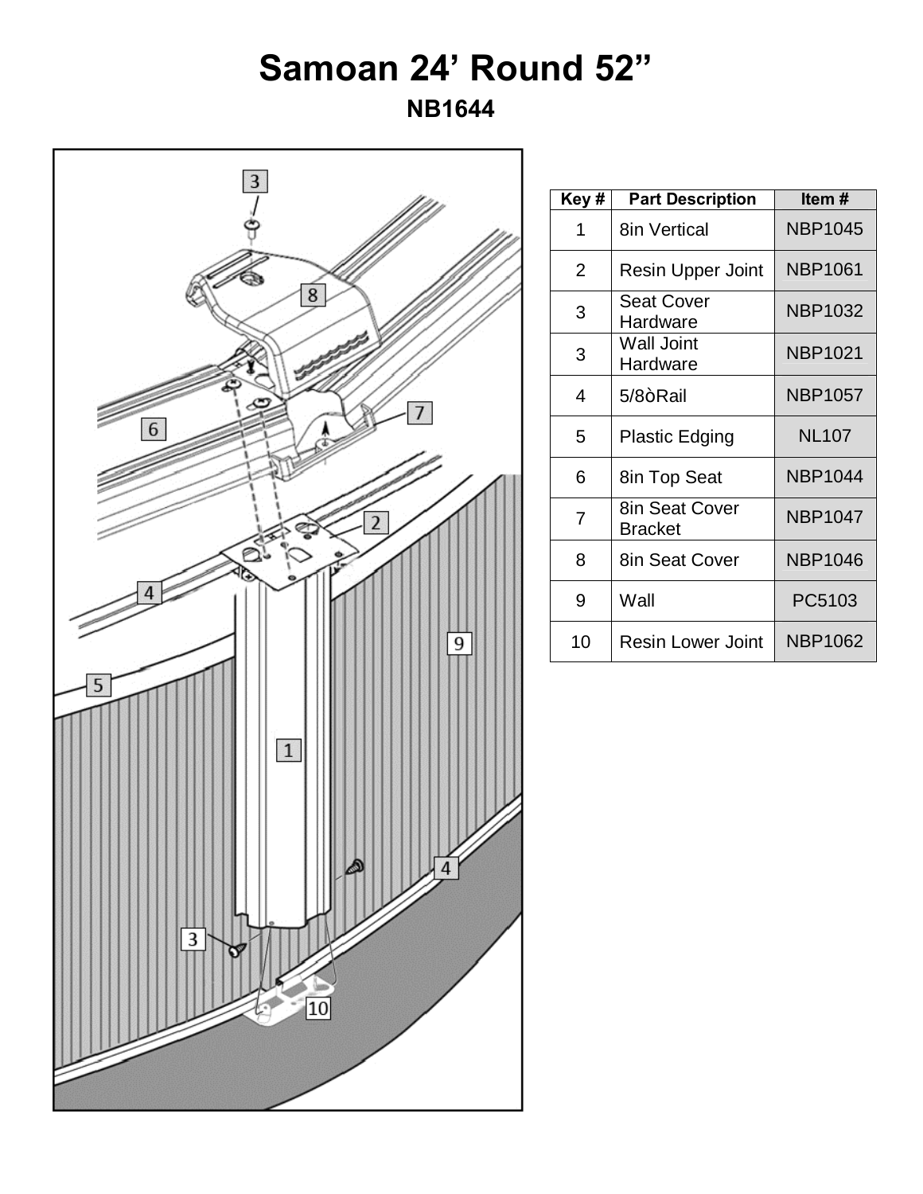# Samoan 24' Round 52"

## NB1644

| Key # | Part Description | Item # |
|---|---|---|
| 1 | 8in Vertical | NBP1045 |
| 2 | Resin Upper Joint | NBP1061 |
| 3 | Seat Cover Hardware | NBP1032 |
| 3 | Wall Joint Hardware | NBP1021 |
| 4 | 5/8òRail | NBP1057 |
| 5 | Plastic Edging | NL107 |
| 6 | 8in Top Seat | NBP1044 |
| 7 | 8in Seat Cover Bracket | NBP1047 |
| 8 | 8in Seat Cover | NBP1046 |
| 9 | Wall | PC5103 |
| 10 | Resin Lower Joint | NBP1062 |